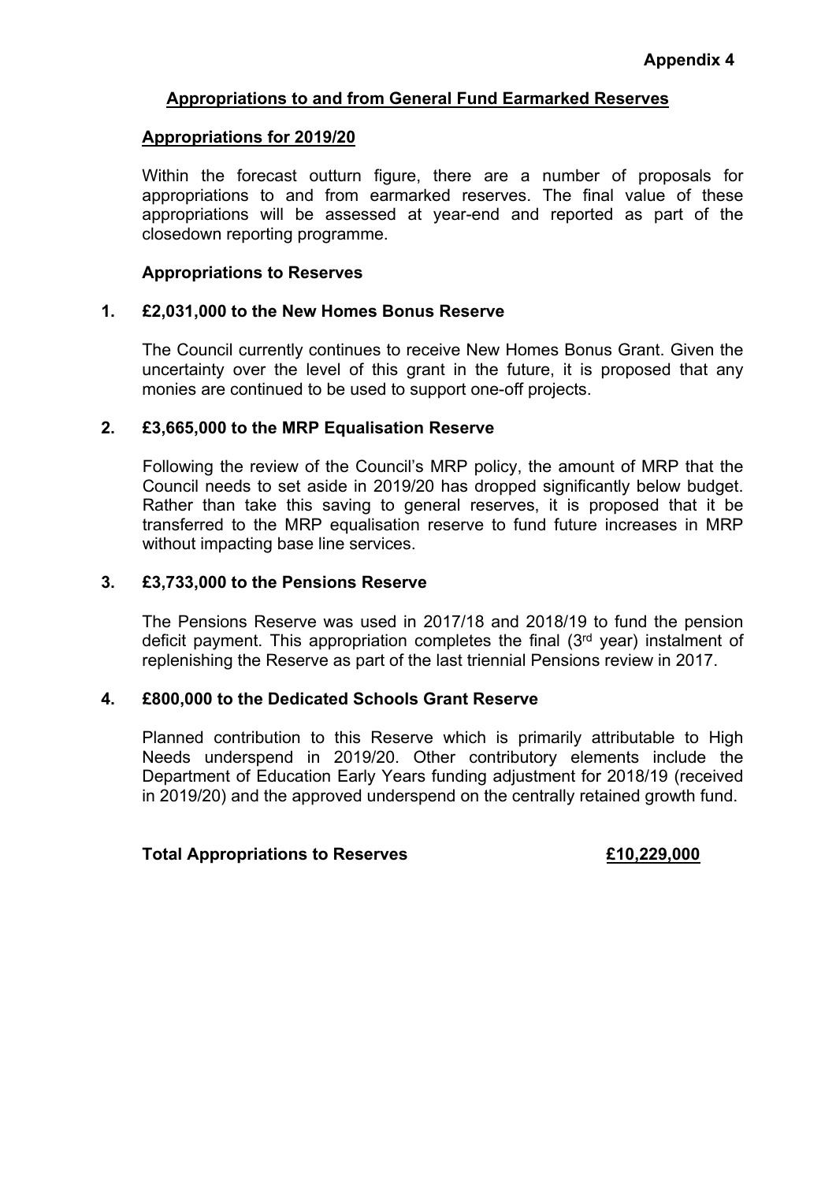**Appendix 4**

## Appropriations to and from General Fund Earmarked Reserves

### Appropriations for 2019/20

Within the forecast outturn figure, there are a number of proposals for appropriations to and from earmarked reserves. The final value of these appropriations will be assessed at year-end and reported as part of the closedown reporting programme.

### Appropriations to Reserves

**1. £2,031,000 to the New Homes Bonus Reserve**

The Council currently continues to receive New Homes Bonus Grant. Given the uncertainty over the level of this grant in the future, it is proposed that any monies are continued to be used to support one-off projects.

**2. £3,665,000 to the MRP Equalisation Reserve**

Following the review of the Council's MRP policy, the amount of MRP that the Council needs to set aside in 2019/20 has dropped significantly below budget. Rather than take this saving to general reserves, it is proposed that it be transferred to the MRP equalisation reserve to fund future increases in MRP without impacting base line services.

**3. £3,733,000 to the Pensions Reserve**

The Pensions Reserve was used in 2017/18 and 2018/19 to fund the pension deficit payment. This appropriation completes the final (3rd year) instalment of replenishing the Reserve as part of the last triennial Pensions review in 2017.

**4. £800,000 to the Dedicated Schools Grant Reserve**

Planned contribution to this Reserve which is primarily attributable to High Needs underspend in 2019/20. Other contributory elements include the Department of Education Early Years funding adjustment for 2018/19 (received in 2019/20) and the approved underspend on the centrally retained growth fund.

**Total Appropriations to Reserves** **£10,229,000**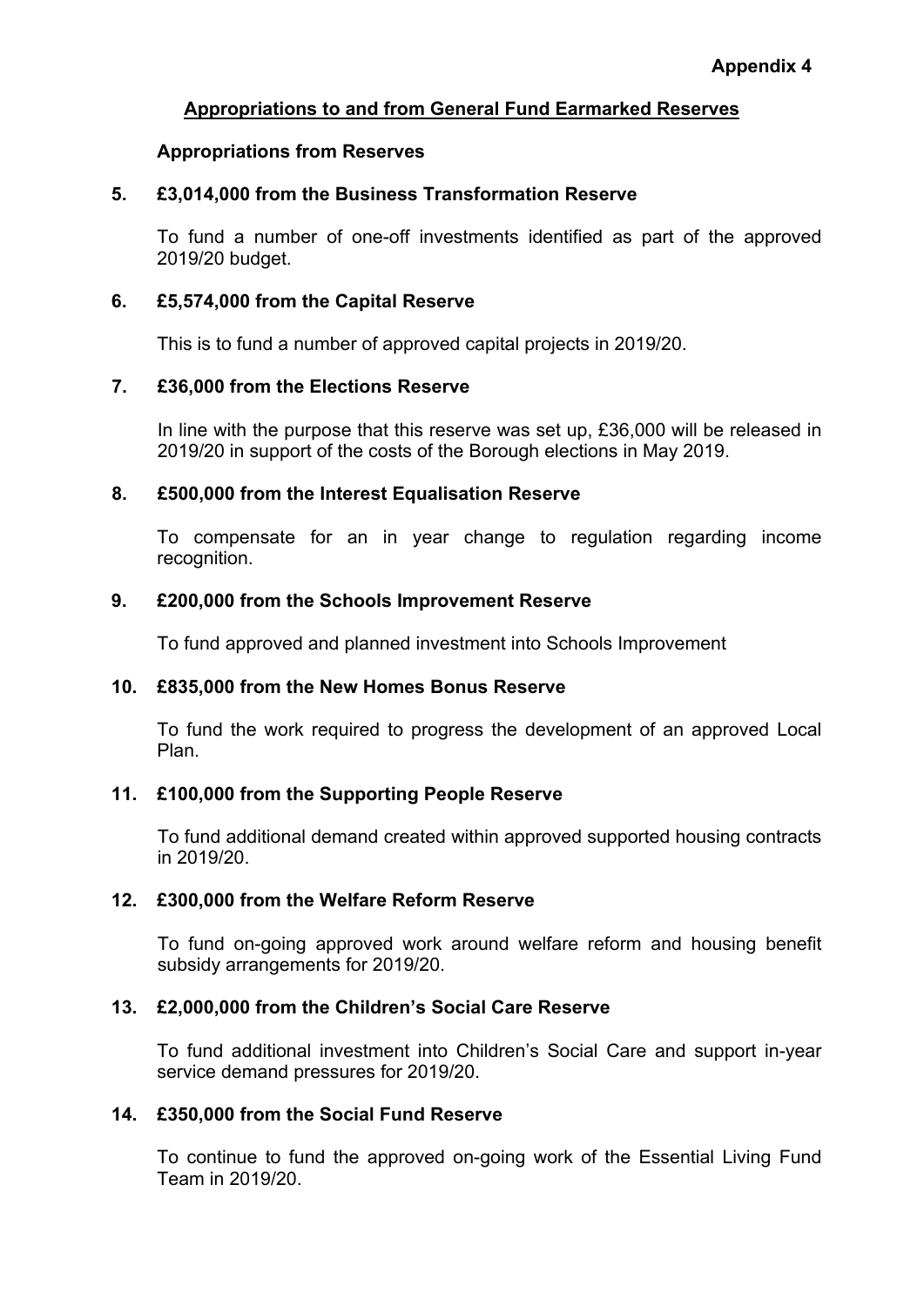**Appendix 4**

## Appropriations to and from General Fund Earmarked Reserves

### Appropriations from Reserves

**5. £3,014,000 from the Business Transformation Reserve**

To fund a number of one-off investments identified as part of the approved 2019/20 budget.

**6. £5,574,000 from the Capital Reserve**

This is to fund a number of approved capital projects in 2019/20.

**7. £36,000 from the Elections Reserve**

In line with the purpose that this reserve was set up, £36,000 will be released in 2019/20 in support of the costs of the Borough elections in May 2019.

**8. £500,000 from the Interest Equalisation Reserve**

To compensate for an in year change to regulation regarding income recognition.

**9. £200,000 from the Schools Improvement Reserve**

To fund approved and planned investment into Schools Improvement

**10. £835,000 from the New Homes Bonus Reserve**

To fund the work required to progress the development of an approved Local Plan.

**11. £100,000 from the Supporting People Reserve**

To fund additional demand created within approved supported housing contracts in 2019/20.

**12. £300,000 from the Welfare Reform Reserve**

To fund on-going approved work around welfare reform and housing benefit subsidy arrangements for 2019/20.

**13. £2,000,000 from the Children's Social Care Reserve**

To fund additional investment into Children's Social Care and support in-year service demand pressures for 2019/20.

**14. £350,000 from the Social Fund Reserve**

To continue to fund the approved on-going work of the Essential Living Fund Team in 2019/20.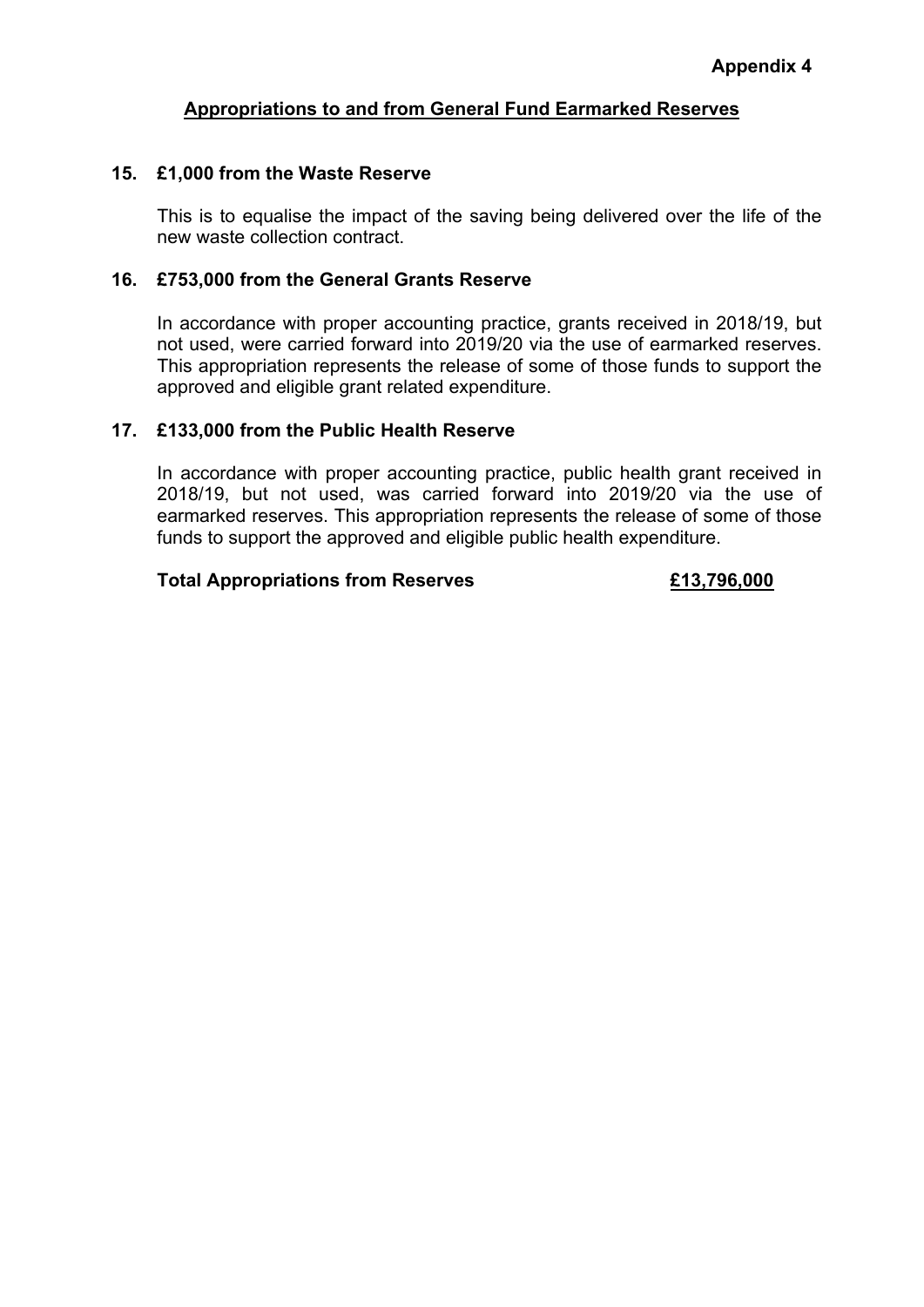**Appendix 4**

## Appropriations to and from General Fund Earmarked Reserves

### 15. £1,000 from the Waste Reserve

This is to equalise the impact of the saving being delivered over the life of the new waste collection contract.

### 16. £753,000 from the General Grants Reserve

In accordance with proper accounting practice, grants received in 2018/19, but not used, were carried forward into 2019/20 via the use of earmarked reserves. This appropriation represents the release of some of those funds to support the approved and eligible grant related expenditure.

### 17. £133,000 from the Public Health Reserve

In accordance with proper accounting practice, public health grant received in 2018/19, but not used, was carried forward into 2019/20 via the use of earmarked reserves. This appropriation represents the release of some of those funds to support the approved and eligible public health expenditure.

**Total Appropriations from Reserves** **£13,796,000**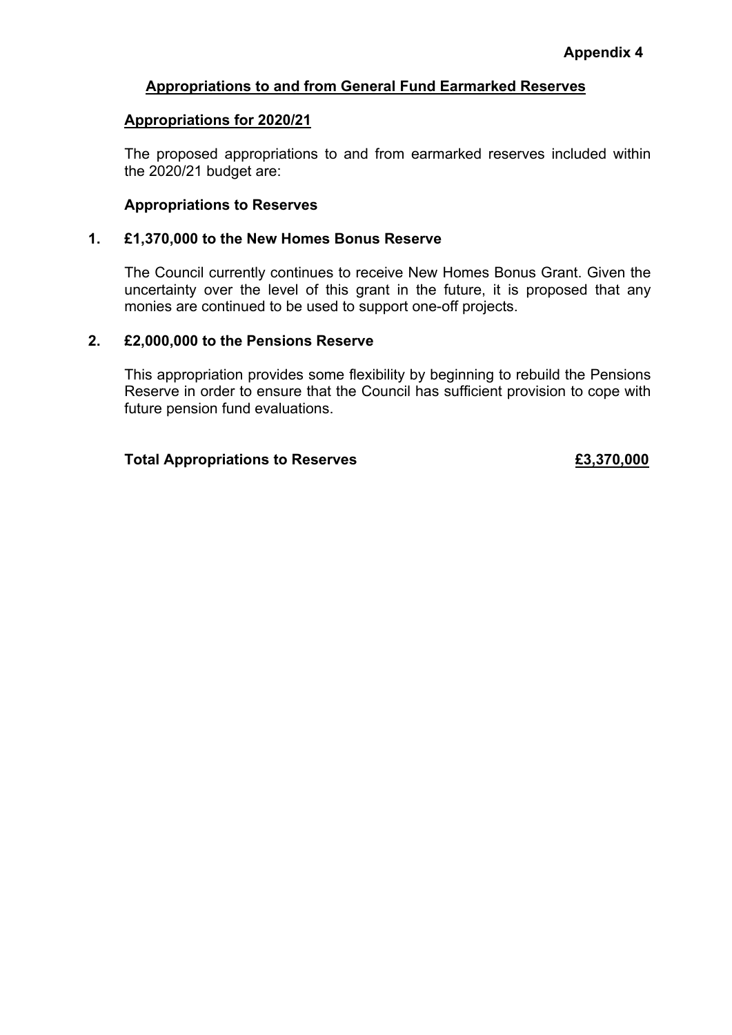**Appendix 4**

## Appropriations to and from General Fund Earmarked Reserves

### Appropriations for 2020/21

The proposed appropriations to and from earmarked reserves included within the 2020/21 budget are:

**Appropriations to Reserves**

**1. £1,370,000 to the New Homes Bonus Reserve**

The Council currently continues to receive New Homes Bonus Grant. Given the uncertainty over the level of this grant in the future, it is proposed that any monies are continued to be used to support one-off projects.

**2. £2,000,000 to the Pensions Reserve**

This appropriation provides some flexibility by beginning to rebuild the Pensions Reserve in order to ensure that the Council has sufficient provision to cope with future pension fund evaluations.

**Total Appropriations to Reserves** **£3,370,000**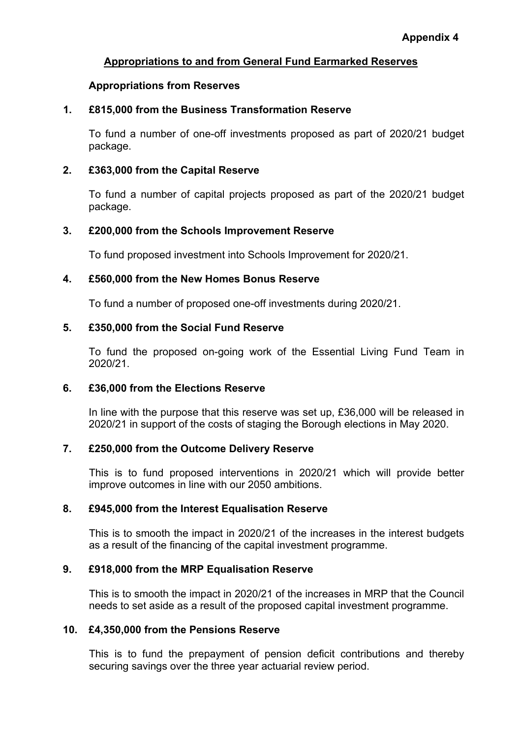**Appendix 4**

## Appropriations to and from General Fund Earmarked Reserves

### Appropriations from Reserves

### 1. £815,000 from the Business Transformation Reserve

To fund a number of one-off investments proposed as part of 2020/21 budget package.

### 2. £363,000 from the Capital Reserve

To fund a number of capital projects proposed as part of the 2020/21 budget package.

### 3. £200,000 from the Schools Improvement Reserve

To fund proposed investment into Schools Improvement for 2020/21.

### 4. £560,000 from the New Homes Bonus Reserve

To fund a number of proposed one-off investments during 2020/21.

### 5. £350,000 from the Social Fund Reserve

To fund the proposed on-going work of the Essential Living Fund Team in 2020/21.

### 6. £36,000 from the Elections Reserve

In line with the purpose that this reserve was set up, £36,000 will be released in 2020/21 in support of the costs of staging the Borough elections in May 2020.

### 7. £250,000 from the Outcome Delivery Reserve

This is to fund proposed interventions in 2020/21 which will provide better improve outcomes in line with our 2050 ambitions.

### 8. £945,000 from the Interest Equalisation Reserve

This is to smooth the impact in 2020/21 of the increases in the interest budgets as a result of the financing of the capital investment programme.

### 9. £918,000 from the MRP Equalisation Reserve

This is to smooth the impact in 2020/21 of the increases in MRP that the Council needs to set aside as a result of the proposed capital investment programme.

### 10. £4,350,000 from the Pensions Reserve

This is to fund the prepayment of pension deficit contributions and thereby securing savings over the three year actuarial review period.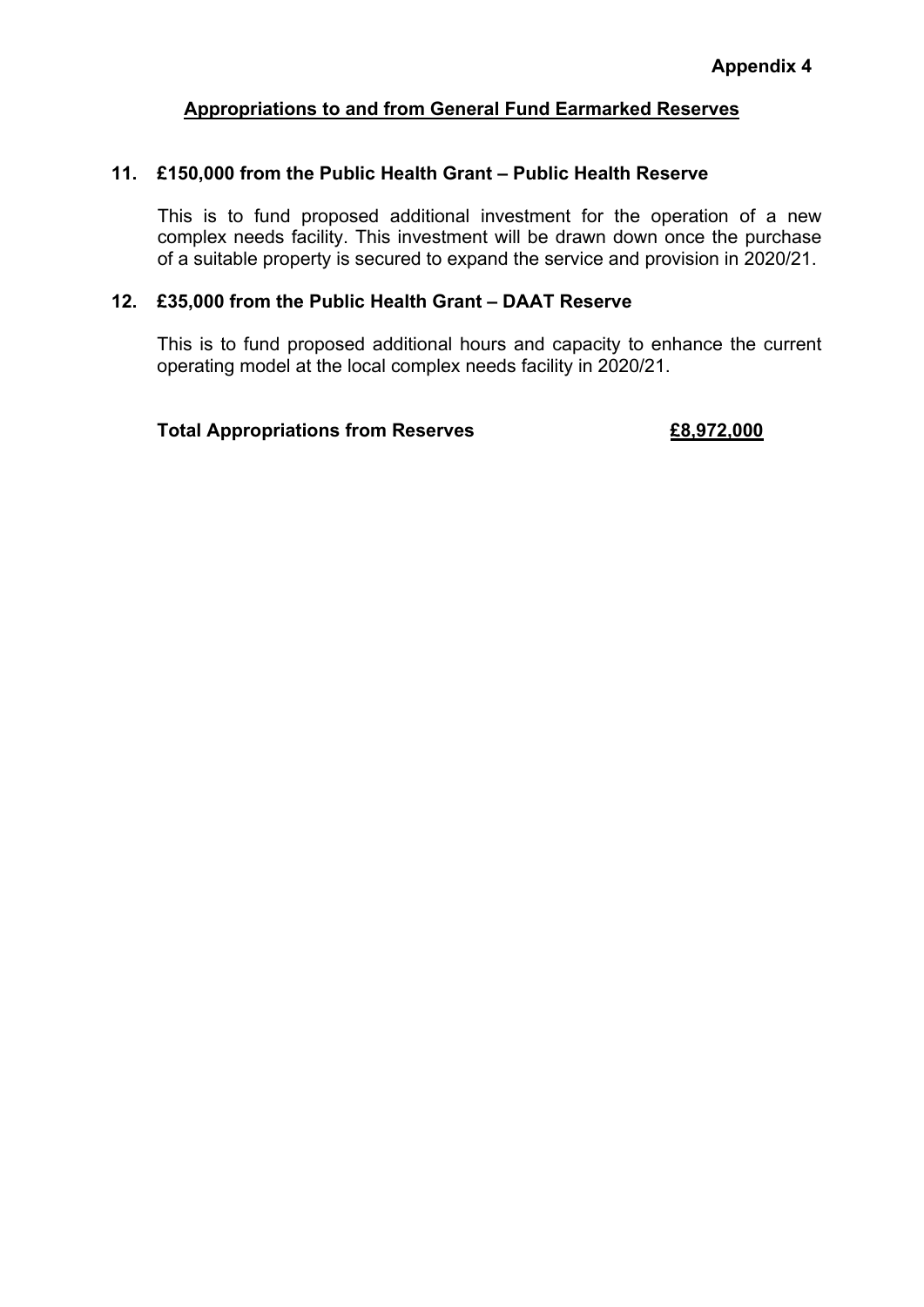**Appendix 4**

## Appropriations to and from General Fund Earmarked Reserves

### 11. £150,000 from the Public Health Grant – Public Health Reserve

This is to fund proposed additional investment for the operation of a new complex needs facility. This investment will be drawn down once the purchase of a suitable property is secured to expand the service and provision in 2020/21.

### 12. £35,000 from the Public Health Grant – DAAT Reserve

This is to fund proposed additional hours and capacity to enhance the current operating model at the local complex needs facility in 2020/21.

**Total Appropriations from Reserves** **£8,972,000**